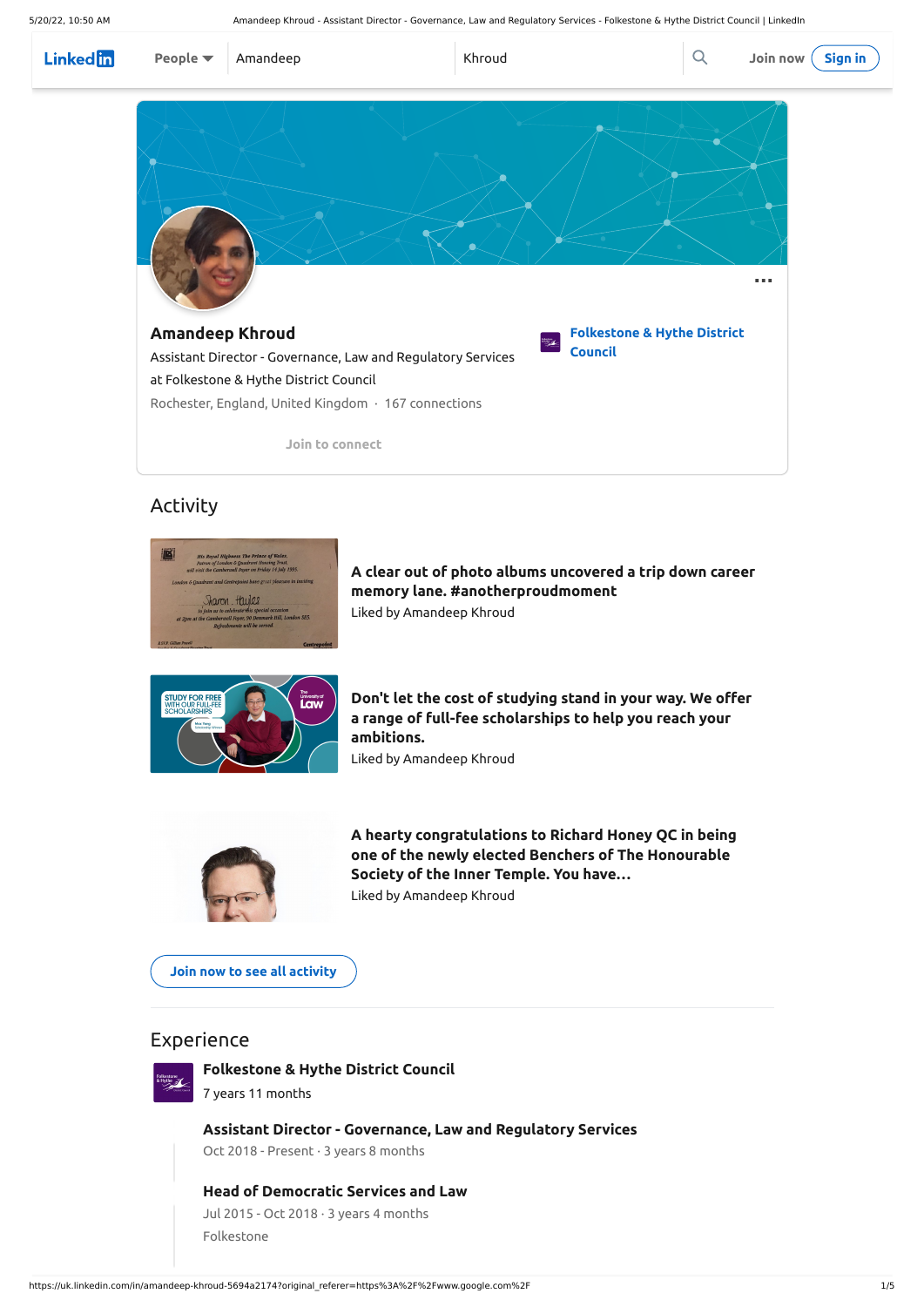LinkedIn  People  Amandeep  Khroud  Join now  Sign in

# Amandeep Khroud

Assistant Director - Governance, Law and Regulatory Services at Folkestone & Hythe District Council

Rochester, England, United Kingdom · 167 connections

Join to connect

**Folkestone & Hythe District Council**

## Activity

**A clear out of photo albums uncovered a trip down career memory lane. #anotherproudmoment**
Liked by Amandeep Khroud

**Don't let the cost of studying stand in your way. We offer a range of full-fee scholarships to help you reach your ambitions.**
Liked by Amandeep Khroud

**A hearty congratulations to Richard Honey QC in being one of the newly elected Benchers of The Honourable Society of the Inner Temple. You have…**
Liked by Amandeep Khroud

Join now to see all activity

## Experience

### Folkestone & Hythe District Council

7 years 11 months

**Assistant Director - Governance, Law and Regulatory Services**
Oct 2018 - Present · 3 years 8 months

**Head of Democratic Services and Law**
Jul 2015 - Oct 2018 · 3 years 4 months
Folkestone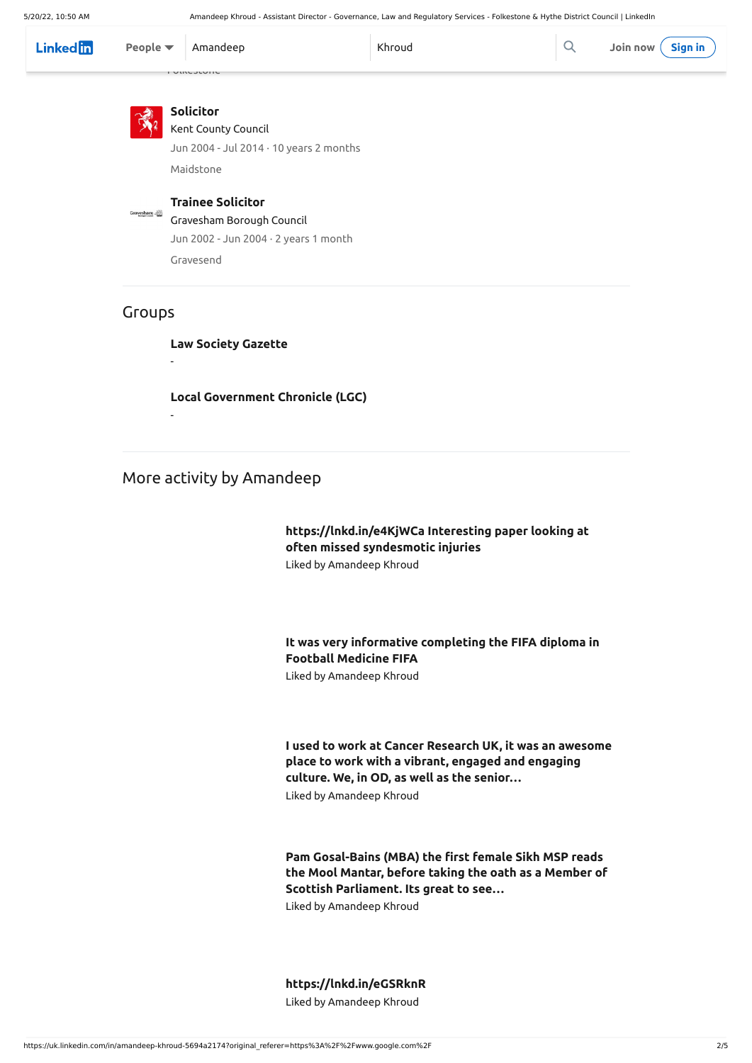**Solicitor**

Kent County Council

Jun 2004 - Jul 2014 · 10 years 2 months

Maidstone

**Trainee Solicitor**

Gravesham Borough Council

Jun 2002 - Jun 2004 · 2 years 1 month

Gravesend

## Groups

**Law Society Gazette**

-

**Local Government Chronicle (LGC)**

-

## More activity by Amandeep

**https://lnkd.in/e4KjWCa Interesting paper looking at often missed syndesmotic injuries**

Liked by Amandeep Khroud

**It was very informative completing the FIFA diploma in Football Medicine FIFA**

Liked by Amandeep Khroud

**I used to work at Cancer Research UK, it was an awesome place to work with a vibrant, engaged and engaging culture. We, in OD, as well as the senior…**

Liked by Amandeep Khroud

**Pam Gosal-Bains (MBA) the first female Sikh MSP reads the Mool Mantar, before taking the oath as a Member of Scottish Parliament. Its great to see…**

Liked by Amandeep Khroud

**https://lnkd.in/eGSRknR**

Liked by Amandeep Khroud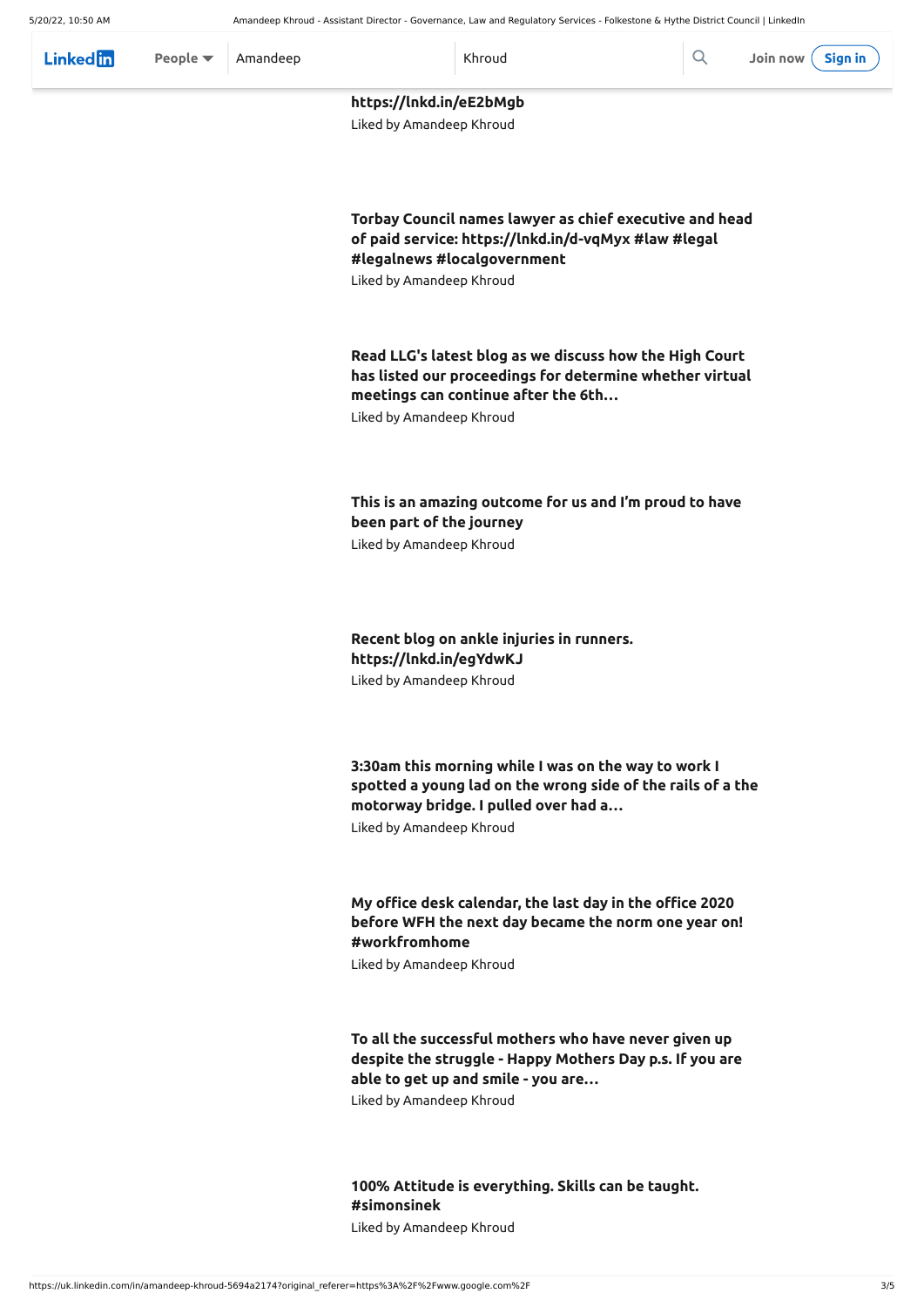**https://lnkd.in/eE2bMgb**

Liked by Amandeep Khroud

**Torbay Council names lawyer as chief executive and head of paid service: https://lnkd.in/d-vqMyx #law #legal #legalnews #localgovernment**

Liked by Amandeep Khroud

**Read LLG's latest blog as we discuss how the High Court has listed our proceedings for determine whether virtual meetings can continue after the 6th…**

Liked by Amandeep Khroud

**This is an amazing outcome for us and I'm proud to have been part of the journey**

Liked by Amandeep Khroud

**Recent blog on ankle injuries in runners. https://lnkd.in/egYdwKJ**

Liked by Amandeep Khroud

**3:30am this morning while I was on the way to work I spotted a young lad on the wrong side of the rails of a the motorway bridge. I pulled over had a…**

Liked by Amandeep Khroud

**My office desk calendar, the last day in the office 2020 before WFH the next day became the norm one year on! #workfromhome**

Liked by Amandeep Khroud

**To all the successful mothers who have never given up despite the struggle - Happy Mothers Day p.s. If you are able to get up and smile - you are…**

Liked by Amandeep Khroud

**100% Attitude is everything. Skills can be taught. #simonsinek**

Liked by Amandeep Khroud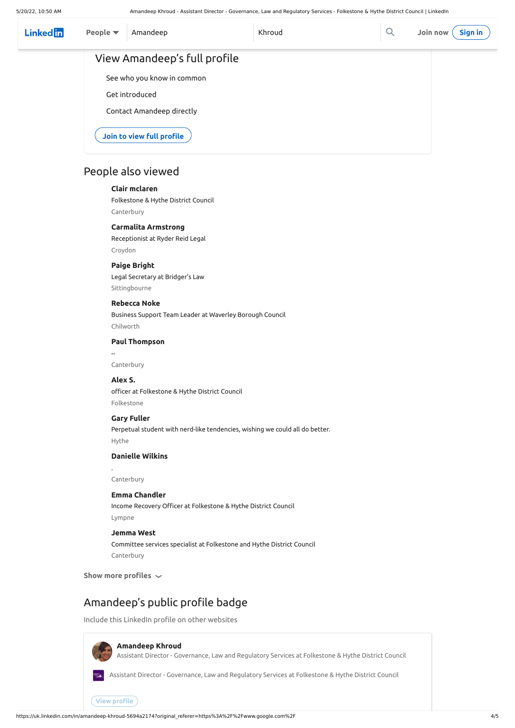## View Amandeep's full profile

- See who you know in common
- Get introduced
- Contact Amandeep directly

Join to view full profile

## People also viewed

**Clair mclaren**
Folkestone & Hythe District Council
Canterbury

**Carmalita Armstrong**
Receptionist at Ryder Reid Legal
Croydon

**Paige Bright**
Legal Secretary at Bridger's Law
Sittingbourne

**Rebecca Noke**
Business Support Team Leader at Waverley Borough Council
Chilworth

**Paul Thompson**
--
Canterbury

**Alex S.**
officer at Folkestone & Hythe District Council
Folkestone

**Gary Fuller**
Perpetual student with nerd-like tendencies, wishing we could all do better.
Hythe

**Danielle Wilkins**
.
Canterbury

**Emma Chandler**
Income Recovery Officer at Folkestone & Hythe District Council
Lympne

**Jemma West**
Committee services specialist at Folkestone and Hythe District Council
Canterbury

Show more profiles

## Amandeep's public profile badge

Include this LinkedIn profile on other websites

**Amandeep Khroud**
Assistant Director - Governance, Law and Regulatory Services at Folkestone & Hythe District Council

Assistant Director - Governance, Law and Regulatory Services at Folkestone & Hythe District Council

View profile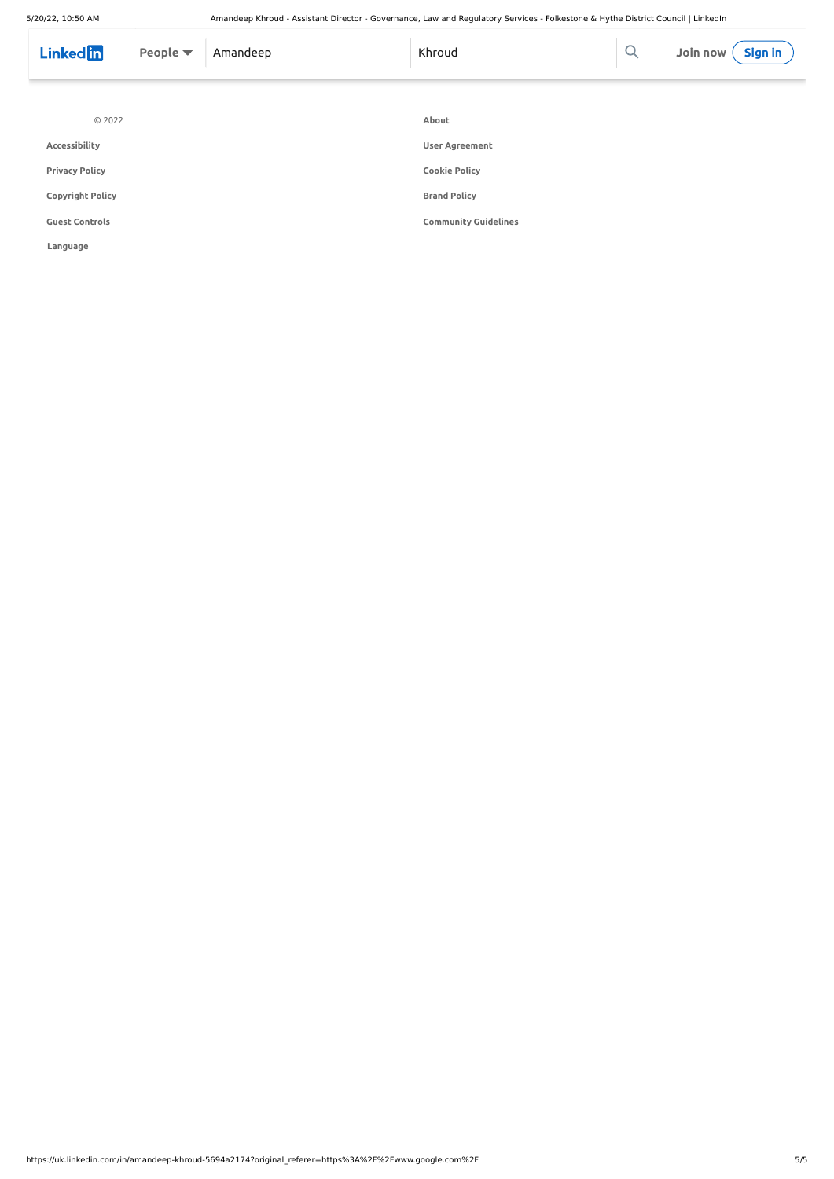LinkedIn | People | Amandeep | Khroud | Join now | Sign in

© 2022

About

Accessibility

User Agreement

Privacy Policy

Cookie Policy

Copyright Policy

Brand Policy

Guest Controls

Community Guidelines

Language